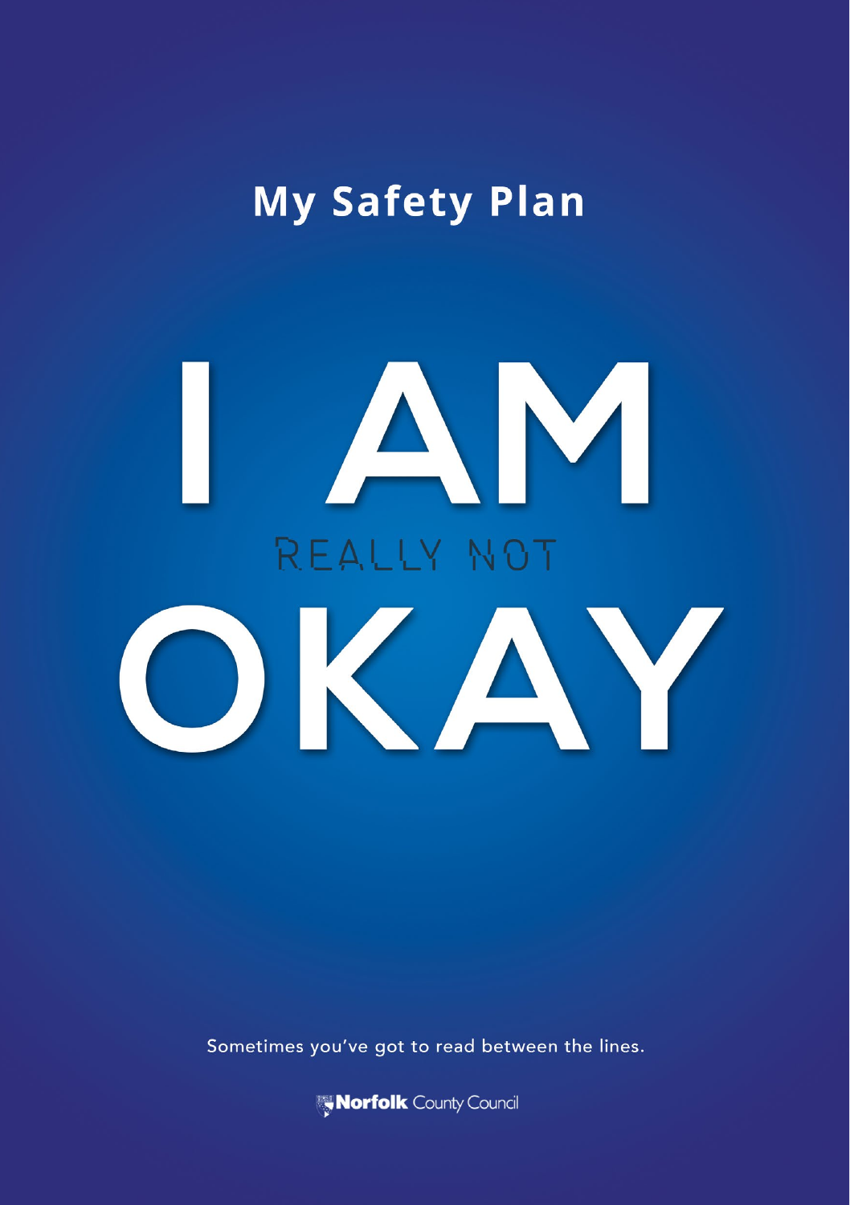# My Safety Plan

I AM

REALLY NOT

OKAY

Sometimes you've got to read between the lines.

Norfolk County Council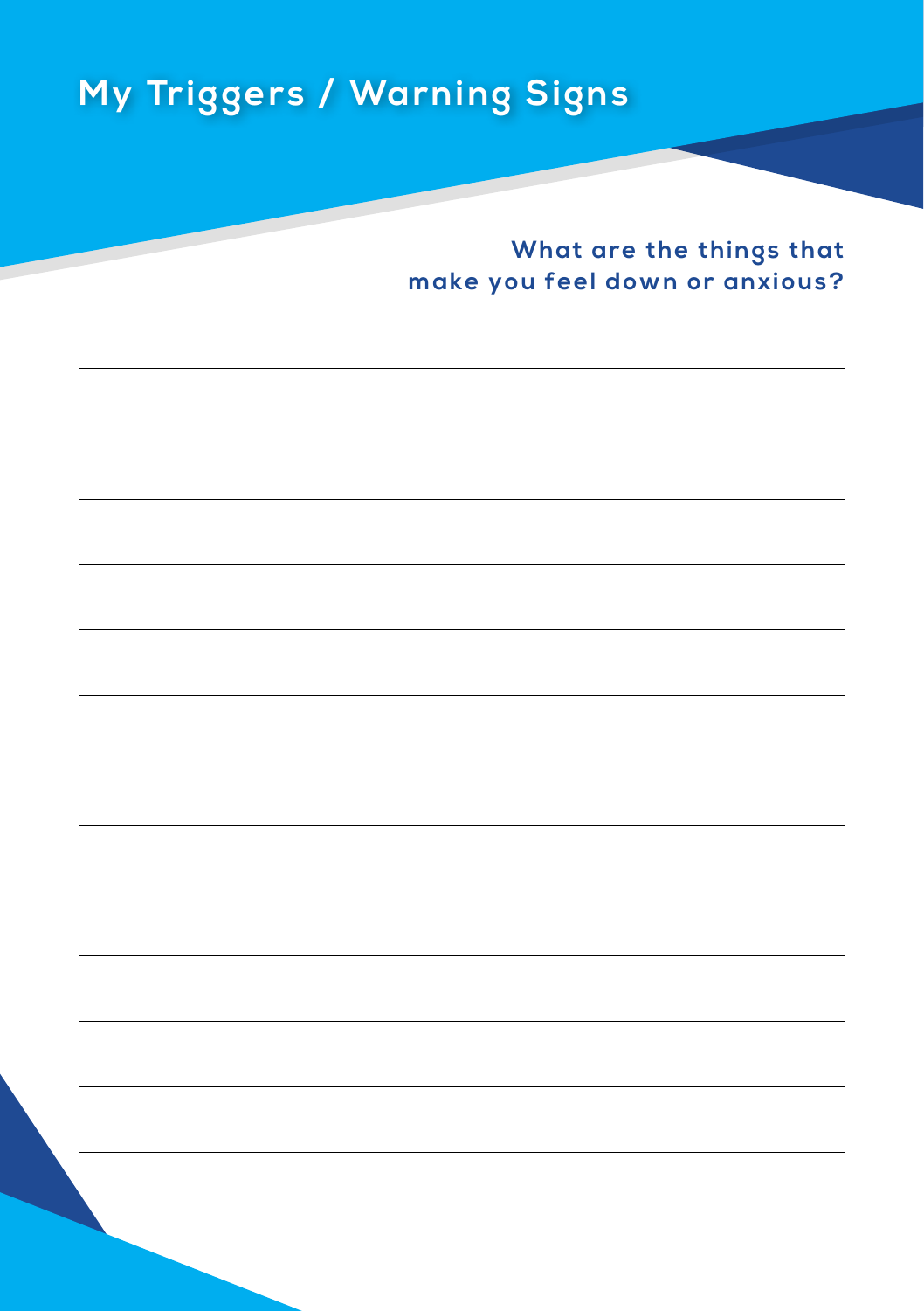# My Triggers / Warning Signs

**What are the things that make you feel down or anxious?**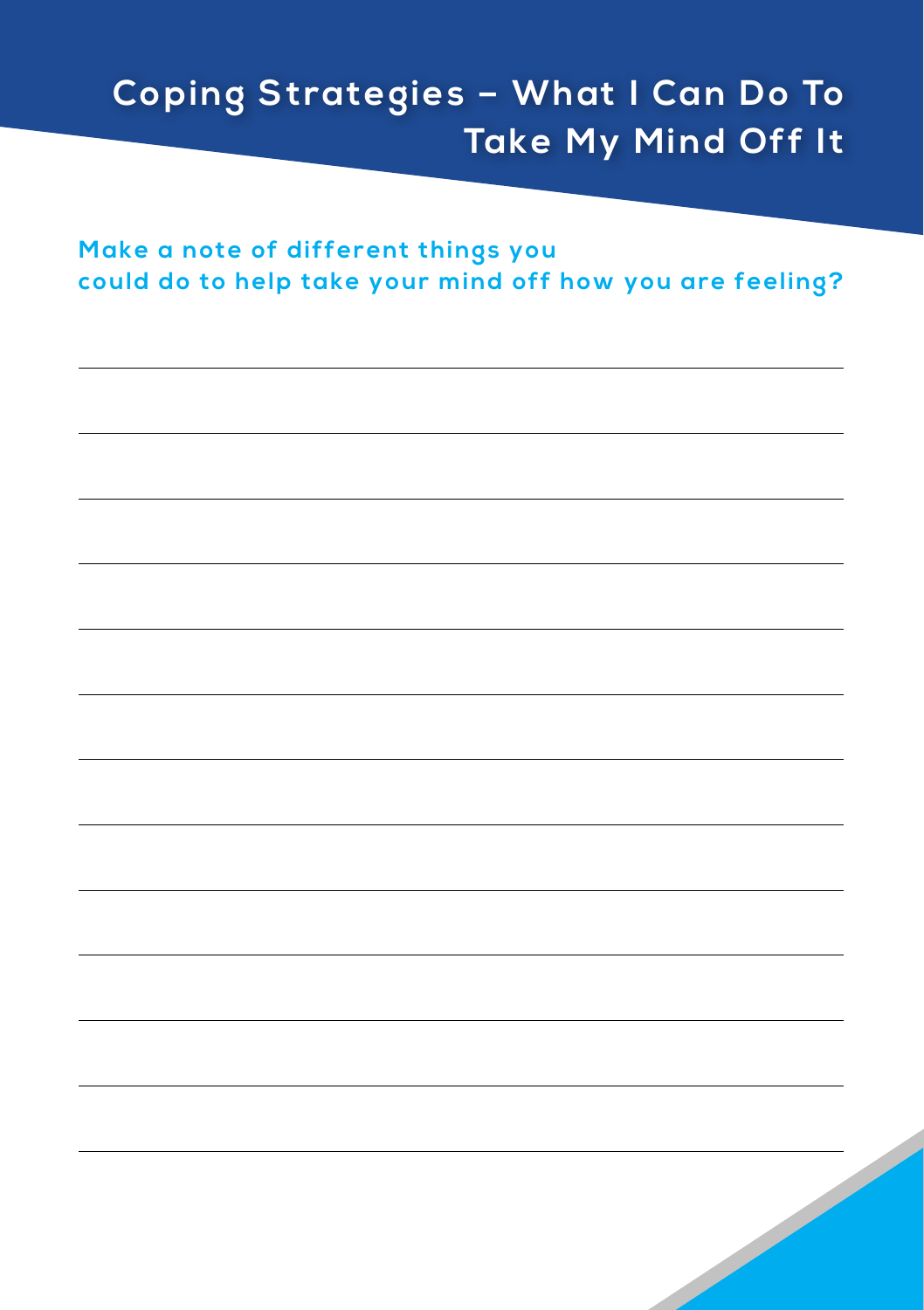# Coping Strategies – What I Can Do To Take My Mind Off It

**Make a note of different things you could do to help take your mind off how you are feeling?**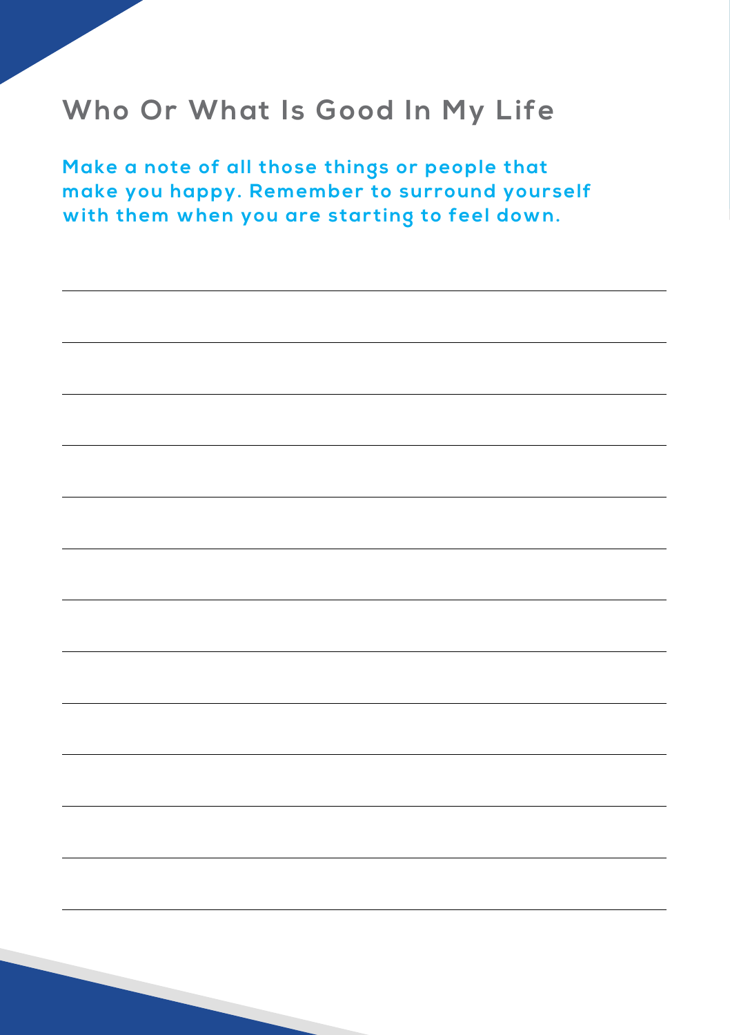## Who Or What Is Good In My Life

**Make a note of all those things or people that make you happy. Remember to surround yourself with them when you are starting to feel down.**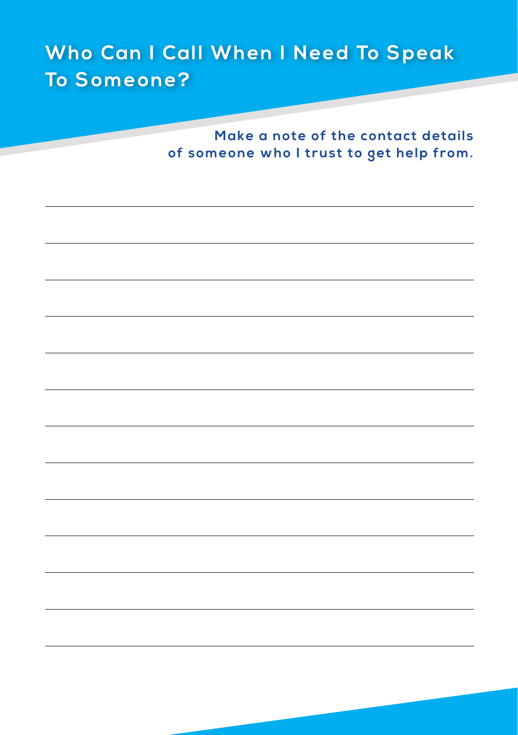# Who Can I Call When I Need To Speak To Someone?

**Make a note of the contact details of someone who I trust to get help from.**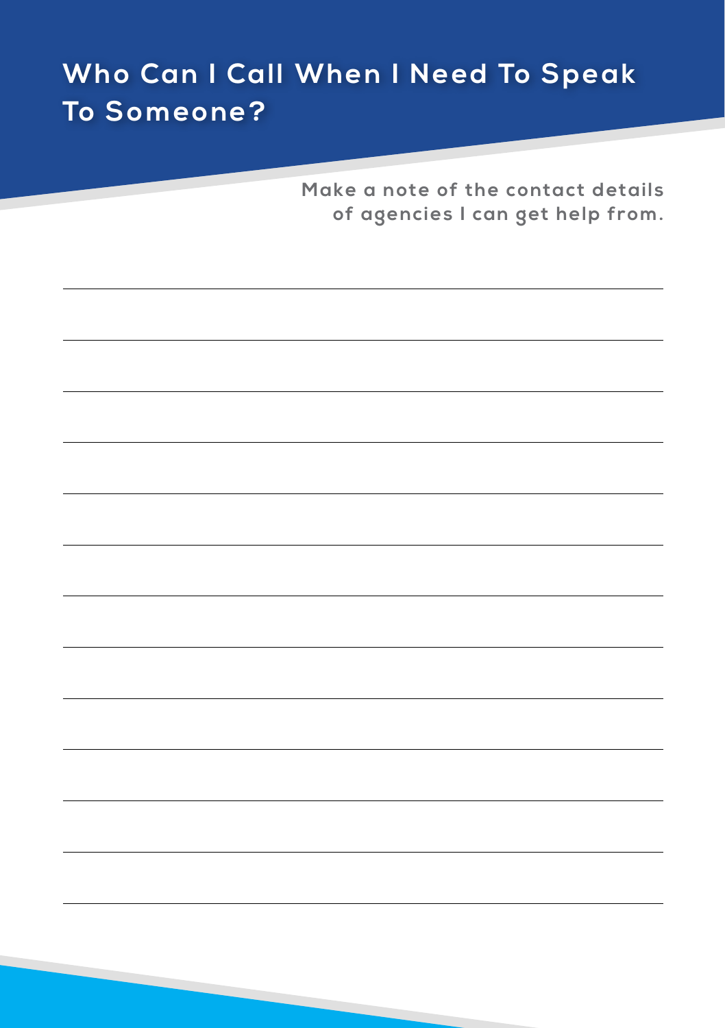# Who Can I Call When I Need To Speak To Someone?

Make a note of the contact details of agencies I can get help from.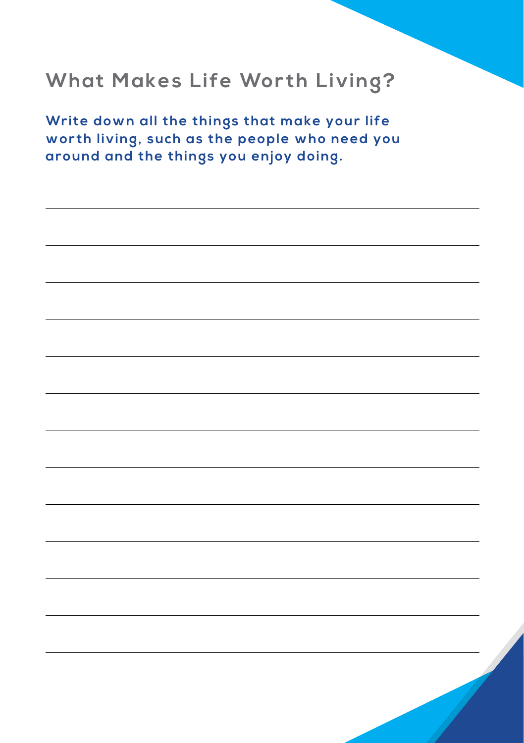# What Makes Life Worth Living?

**Write down all the things that make your life worth living, such as the people who need you around and the things you enjoy doing.**

_______________________________________________

_______________________________________________

_______________________________________________

_______________________________________________

_______________________________________________

_______________________________________________

_______________________________________________

_______________________________________________

_______________________________________________

_______________________________________________

_______________________________________________

_______________________________________________

_______________________________________________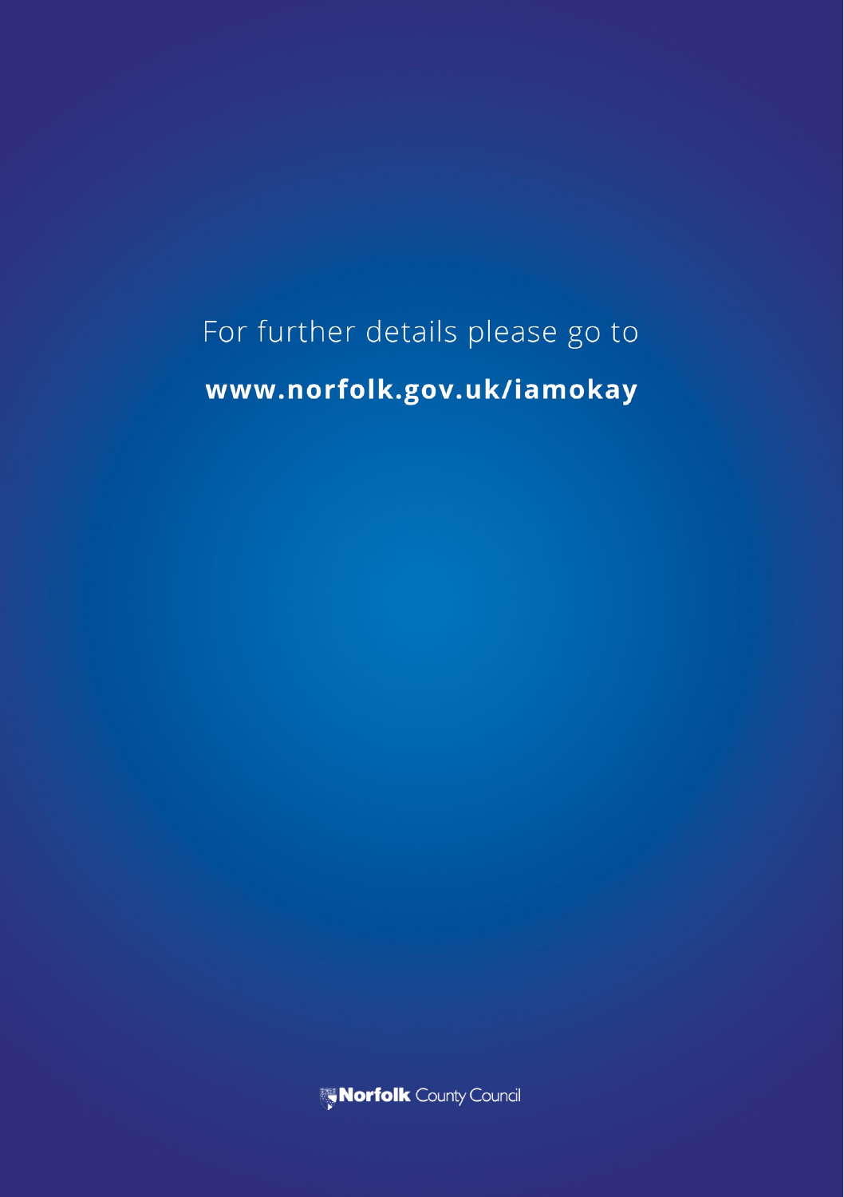For further details please go to

**www.norfolk.gov.uk/iamokay**

**Norfolk** County Council